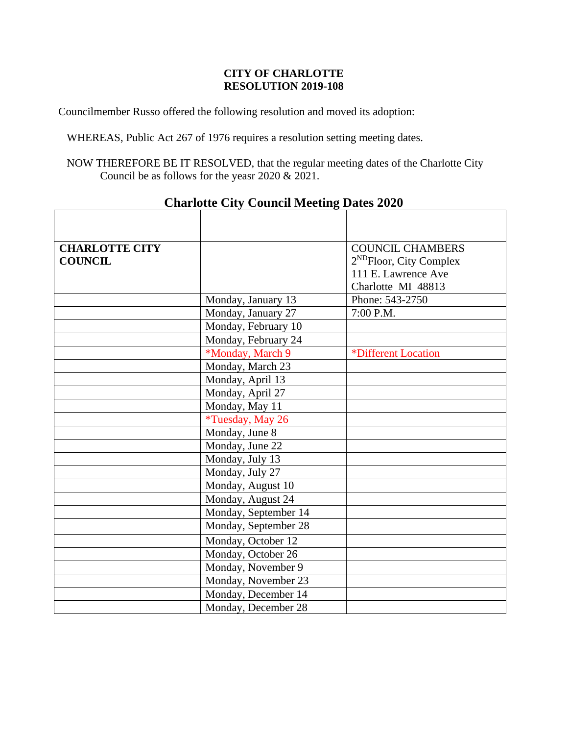**CITY OF CHARLOTTE**
**RESOLUTION 2019-108**

Councilmember Russo offered the following resolution and moved its adoption:

WHEREAS, Public Act 267 of 1976 requires a resolution setting meeting dates.

NOW THEREFORE BE IT RESOLVED, that the regular meeting dates of the Charlotte City Council be as follows for the yeasr 2020 & 2021.

## Charlotte City Council Meeting Dates 2020

| | | |
|---|---|---|
| **CHARLOTTE CITY COUNCIL** | | COUNCIL CHAMBERS<br>2ND Floor, City Complex<br>111 E. Lawrence Ave<br>Charlotte MI 48813 |
| | Monday, January 13 | Phone: 543-2750 |
| | Monday, January 27 | 7:00 P.M. |
| | Monday, February 10 | |
| | Monday, February 24 | |
| | *Monday, March 9 | *Different Location |
| | Monday, March 23 | |
| | Monday, April 13 | |
| | Monday, April 27 | |
| | Monday, May 11 | |
| | *Tuesday, May 26 | |
| | Monday, June 8 | |
| | Monday, June 22 | |
| | Monday, July 13 | |
| | Monday, July 27 | |
| | Monday, August 10 | |
| | Monday, August 24 | |
| | Monday, September 14 | |
| | Monday, September 28 | |
| | Monday, October 12 | |
| | Monday, October 26 | |
| | Monday, November 9 | |
| | Monday, November 23 | |
| | Monday, December 14 | |
| | Monday, December 28 | |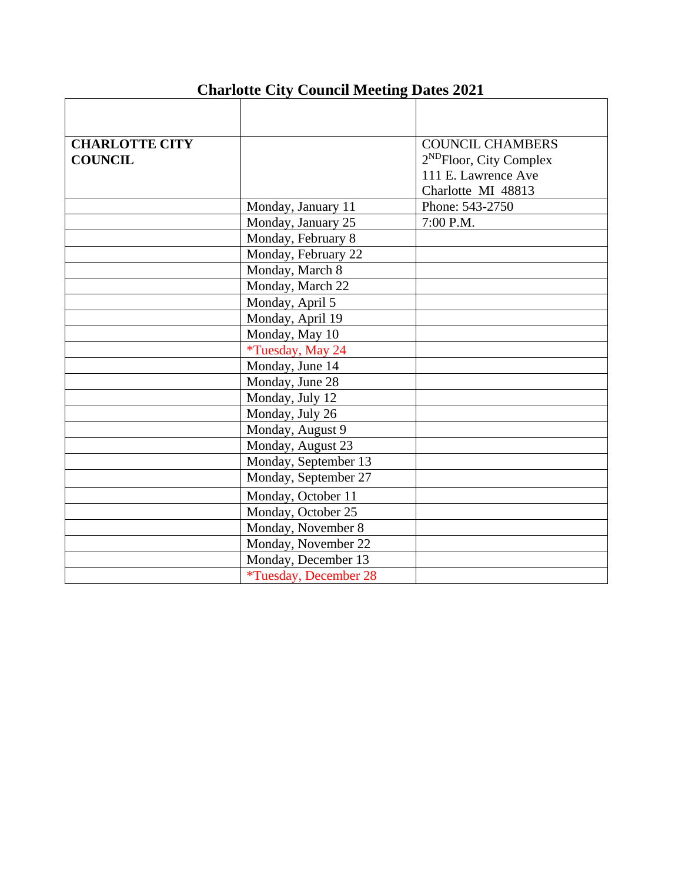# Charlotte City Council Meeting Dates 2021

| | | |
|---|---|---|
| **CHARLOTTE CITY COUNCIL** | | COUNCIL CHAMBERS<br>2ND Floor, City Complex<br>111 E. Lawrence Ave<br>Charlotte MI 48813 |
| | Monday, January 11 | Phone: 543-2750 |
| | Monday, January 25 | 7:00 P.M. |
| | Monday, February 8 | |
| | Monday, February 22 | |
| | Monday, March 8 | |
| | Monday, March 22 | |
| | Monday, April 5 | |
| | Monday, April 19 | |
| | Monday, May 10 | |
| | *Tuesday, May 24 | |
| | Monday, June 14 | |
| | Monday, June 28 | |
| | Monday, July 12 | |
| | Monday, July 26 | |
| | Monday, August 9 | |
| | Monday, August 23 | |
| | Monday, September 13 | |
| | Monday, September 27 | |
| | Monday, October 11 | |
| | Monday, October 25 | |
| | Monday, November 8 | |
| | Monday, November 22 | |
| | Monday, December 13 | |
| | *Tuesday, December 28 | |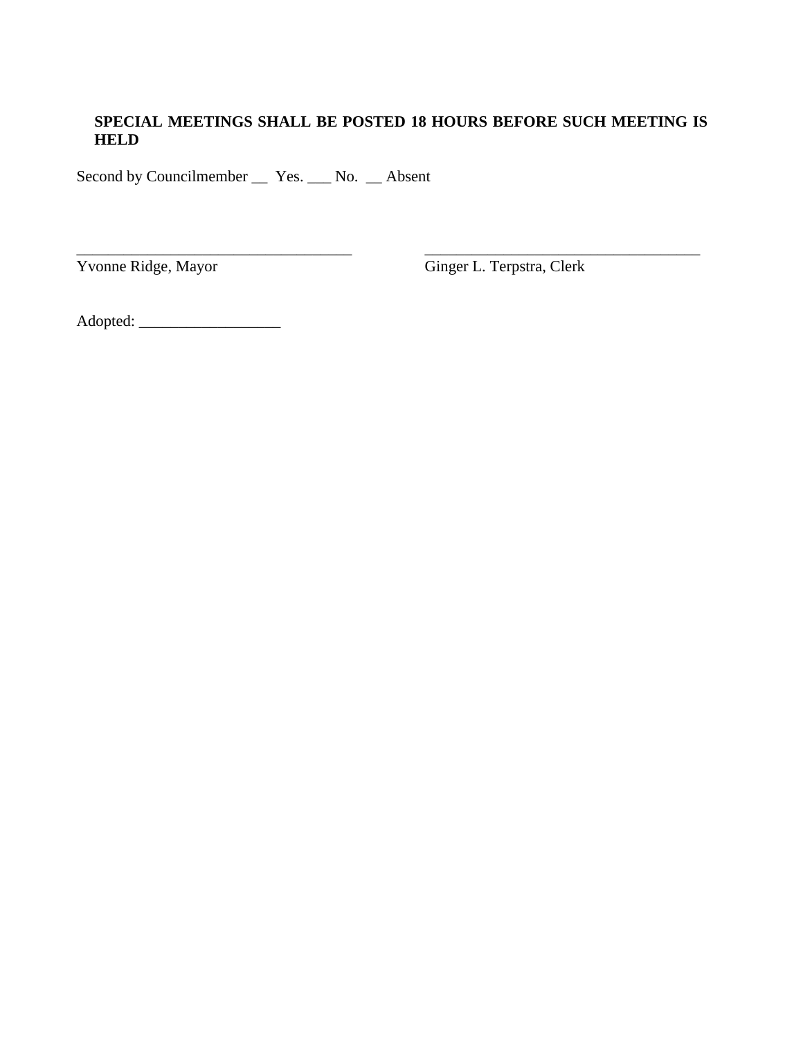**SPECIAL MEETINGS SHALL BE POSTED 18 HOURS BEFORE SUCH MEETING IS HELD**

Second by Councilmember __ Yes. ___ No. __ Absent

| | |
|---|---|
| ___________________________________ | ___________________________________ |
| Yvonne Ridge, Mayor | Ginger L. Terpstra, Clerk |

Adopted: __________________